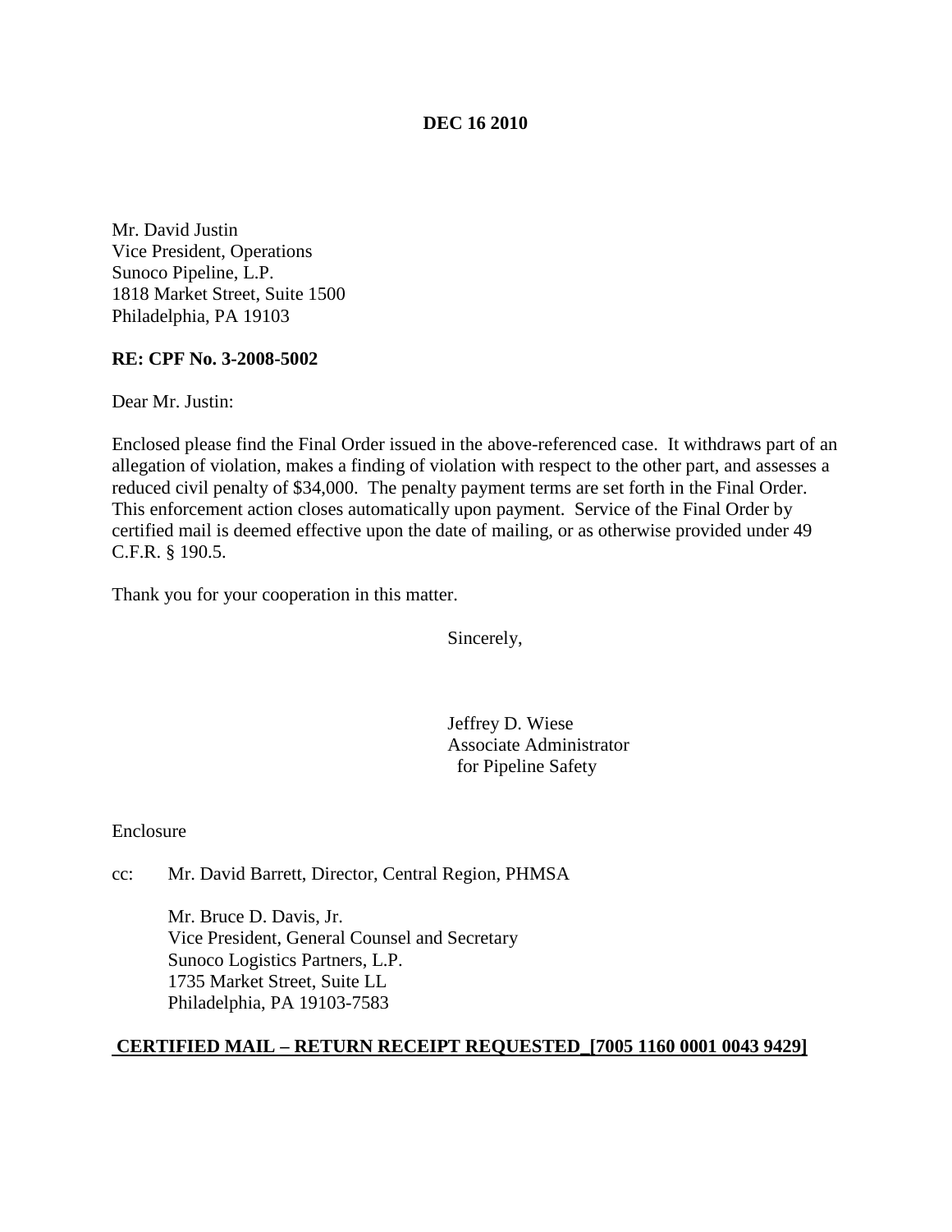**DEC 16 2010**

Mr. David Justin
Vice President, Operations
Sunoco Pipeline, L.P.
1818 Market Street, Suite 1500
Philadelphia, PA 19103

**RE: CPF No. 3-2008-5002**

Dear Mr. Justin:

Enclosed please find the Final Order issued in the above-referenced case. It withdraws part of an allegation of violation, makes a finding of violation with respect to the other part, and assesses a reduced civil penalty of $34,000. The penalty payment terms are set forth in the Final Order. This enforcement action closes automatically upon payment. Service of the Final Order by certified mail is deemed effective upon the date of mailing, or as otherwise provided under 49 C.F.R. § 190.5.

Thank you for your cooperation in this matter.

Sincerely,

Jeffrey D. Wiese
Associate Administrator
for Pipeline Safety

Enclosure

cc: Mr. David Barrett, Director, Central Region, PHMSA

Mr. Bruce D. Davis, Jr.
Vice President, General Counsel and Secretary
Sunoco Logistics Partners, L.P.
1735 Market Street, Suite LL
Philadelphia, PA 19103-7583

**CERTIFIED MAIL – RETURN RECEIPT REQUESTED_[7005 1160 0001 0043 9429]**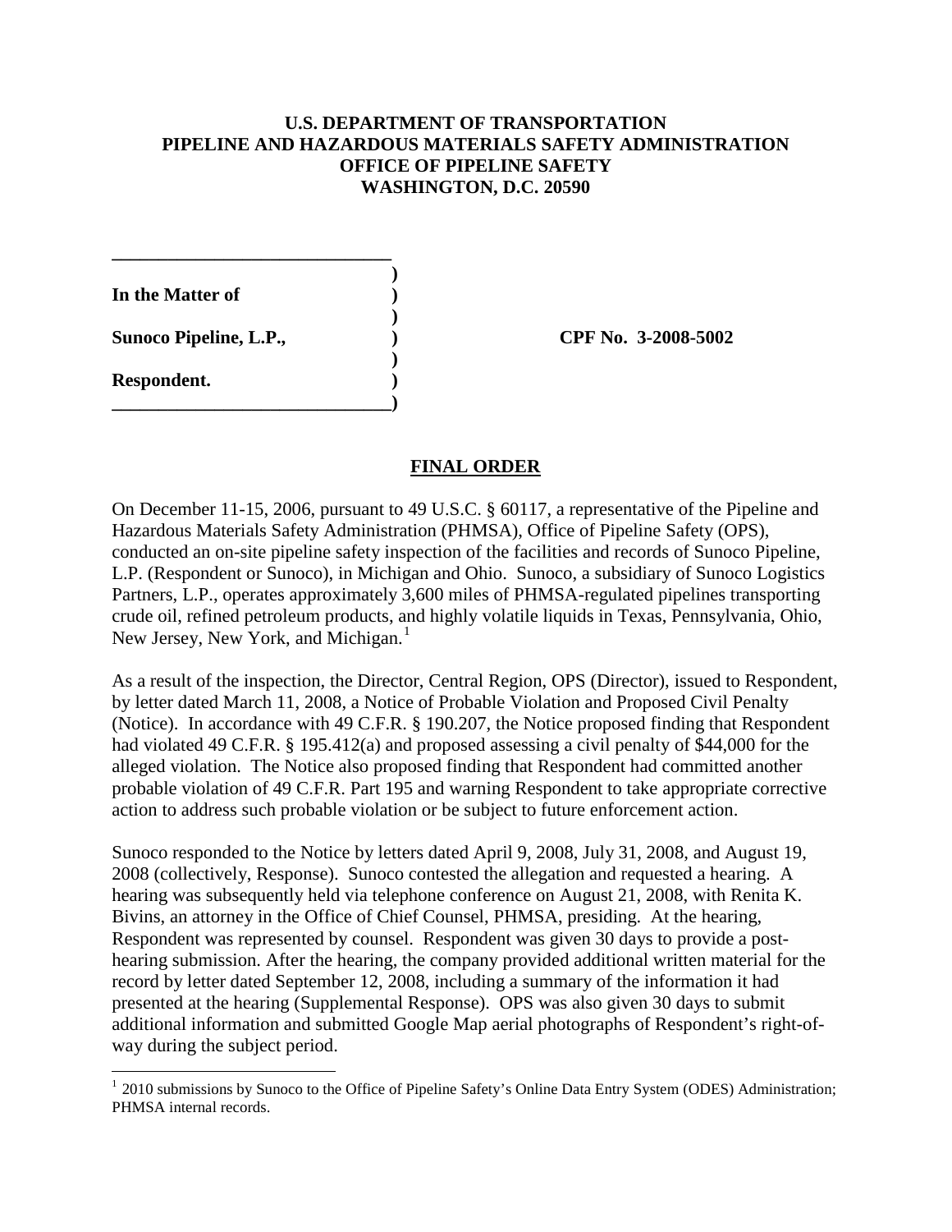**U.S. DEPARTMENT OF TRANSPORTATION**
**PIPELINE AND HAZARDOUS MATERIALS SAFETY ADMINISTRATION**
**OFFICE OF PIPELINE SAFETY**
**WASHINGTON, D.C. 20590**

| | | |
|---|---|---|
| **In the Matter of** | **)** | |
| **Sunoco Pipeline, L.P.,** | **)** | **CPF No. 3-2008-5002** |
| **Respondent.** | **)** | |

## FINAL ORDER

On December 11-15, 2006, pursuant to 49 U.S.C. § 60117, a representative of the Pipeline and Hazardous Materials Safety Administration (PHMSA), Office of Pipeline Safety (OPS), conducted an on-site pipeline safety inspection of the facilities and records of Sunoco Pipeline, L.P. (Respondent or Sunoco), in Michigan and Ohio. Sunoco, a subsidiary of Sunoco Logistics Partners, L.P., operates approximately 3,600 miles of PHMSA-regulated pipelines transporting crude oil, refined petroleum products, and highly volatile liquids in Texas, Pennsylvania, Ohio, New Jersey, New York, and Michigan.[1]

As a result of the inspection, the Director, Central Region, OPS (Director), issued to Respondent, by letter dated March 11, 2008, a Notice of Probable Violation and Proposed Civil Penalty (Notice). In accordance with 49 C.F.R. § 190.207, the Notice proposed finding that Respondent had violated 49 C.F.R. § 195.412(a) and proposed assessing a civil penalty of $44,000 for the alleged violation. The Notice also proposed finding that Respondent had committed another probable violation of 49 C.F.R. Part 195 and warning Respondent to take appropriate corrective action to address such probable violation or be subject to future enforcement action.

Sunoco responded to the Notice by letters dated April 9, 2008, July 31, 2008, and August 19, 2008 (collectively, Response). Sunoco contested the allegation and requested a hearing. A hearing was subsequently held via telephone conference on August 21, 2008, with Renita K. Bivins, an attorney in the Office of Chief Counsel, PHMSA, presiding. At the hearing, Respondent was represented by counsel. Respondent was given 30 days to provide a post-hearing submission. After the hearing, the company provided additional written material for the record by letter dated September 12, 2008, including a summary of the information it had presented at the hearing (Supplemental Response). OPS was also given 30 days to submit additional information and submitted Google Map aerial photographs of Respondent's right-of-way during the subject period.

[1] 2010 submissions by Sunoco to the Office of Pipeline Safety's Online Data Entry System (ODES) Administration; PHMSA internal records.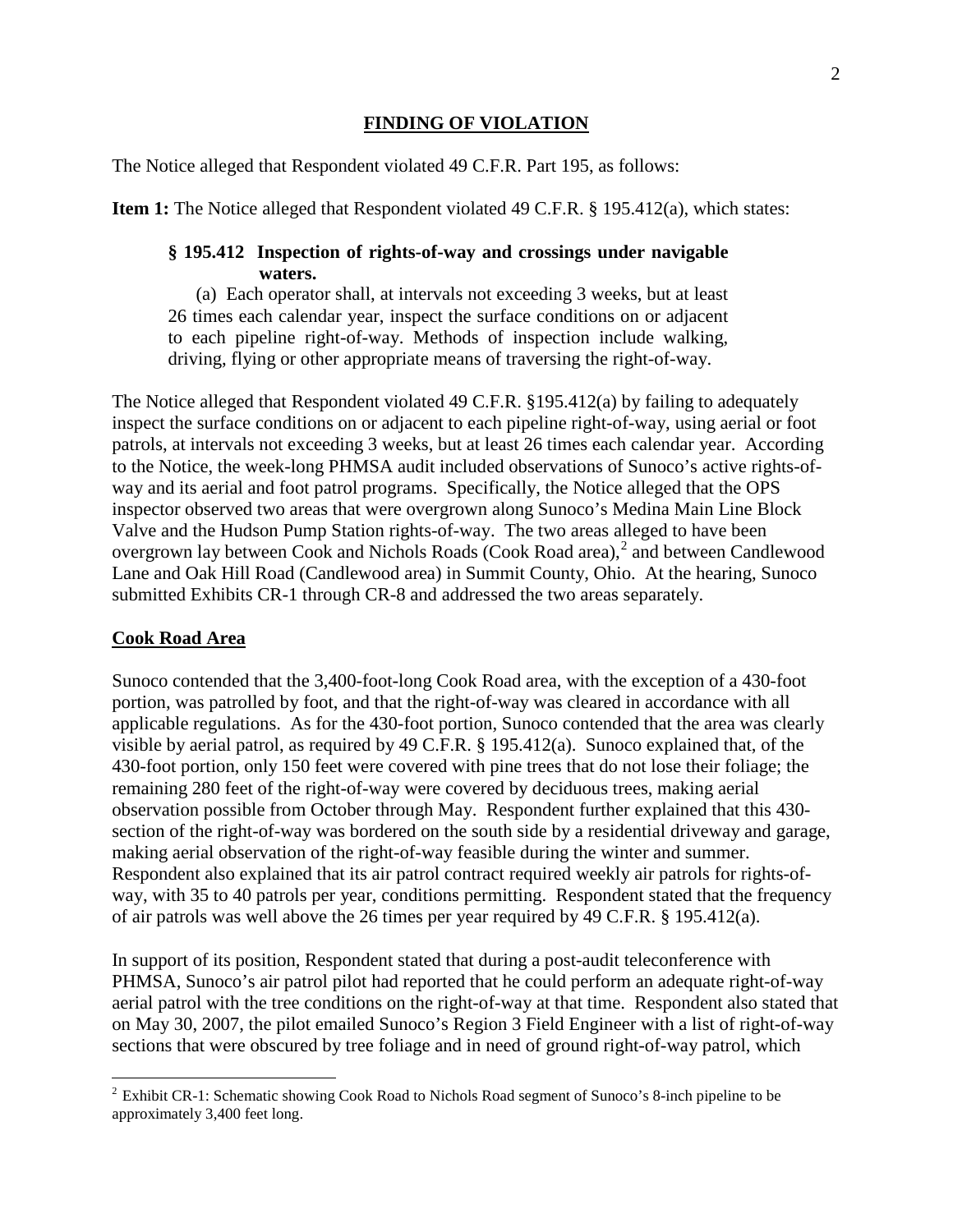## FINDING OF VIOLATION

The Notice alleged that Respondent violated 49 C.F.R. Part 195, as follows:

**Item 1:** The Notice alleged that Respondent violated 49 C.F.R. § 195.412(a), which states:

> **§ 195.412 Inspection of rights-of-way and crossings under navigable waters.**
>
> (a) Each operator shall, at intervals not exceeding 3 weeks, but at least 26 times each calendar year, inspect the surface conditions on or adjacent to each pipeline right-of-way. Methods of inspection include walking, driving, flying or other appropriate means of traversing the right-of-way.

The Notice alleged that Respondent violated 49 C.F.R. §195.412(a) by failing to adequately inspect the surface conditions on or adjacent to each pipeline right-of-way, using aerial or foot patrols, at intervals not exceeding 3 weeks, but at least 26 times each calendar year. According to the Notice, the week-long PHMSA audit included observations of Sunoco's active rights-of-way and its aerial and foot patrol programs. Specifically, the Notice alleged that the OPS inspector observed two areas that were overgrown along Sunoco's Medina Main Line Block Valve and the Hudson Pump Station rights-of-way. The two areas alleged to have been overgrown lay between Cook and Nichols Roads (Cook Road area),[2] and between Candlewood Lane and Oak Hill Road (Candlewood area) in Summit County, Ohio. At the hearing, Sunoco submitted Exhibits CR-1 through CR-8 and addressed the two areas separately.

### Cook Road Area

Sunoco contended that the 3,400-foot-long Cook Road area, with the exception of a 430-foot portion, was patrolled by foot, and that the right-of-way was cleared in accordance with all applicable regulations. As for the 430-foot portion, Sunoco contended that the area was clearly visible by aerial patrol, as required by 49 C.F.R. § 195.412(a). Sunoco explained that, of the 430-foot portion, only 150 feet were covered with pine trees that do not lose their foliage; the remaining 280 feet of the right-of-way were covered by deciduous trees, making aerial observation possible from October through May. Respondent further explained that this 430-section of the right-of-way was bordered on the south side by a residential driveway and garage, making aerial observation of the right-of-way feasible during the winter and summer. Respondent also explained that its air patrol contract required weekly air patrols for rights-of-way, with 35 to 40 patrols per year, conditions permitting. Respondent stated that the frequency of air patrols was well above the 26 times per year required by 49 C.F.R. § 195.412(a).

In support of its position, Respondent stated that during a post-audit teleconference with PHMSA, Sunoco's air patrol pilot had reported that he could perform an adequate right-of-way aerial patrol with the tree conditions on the right-of-way at that time. Respondent also stated that on May 30, 2007, the pilot emailed Sunoco's Region 3 Field Engineer with a list of right-of-way sections that were obscured by tree foliage and in need of ground right-of-way patrol, which

---

[2] Exhibit CR-1: Schematic showing Cook Road to Nichols Road segment of Sunoco's 8-inch pipeline to be approximately 3,400 feet long.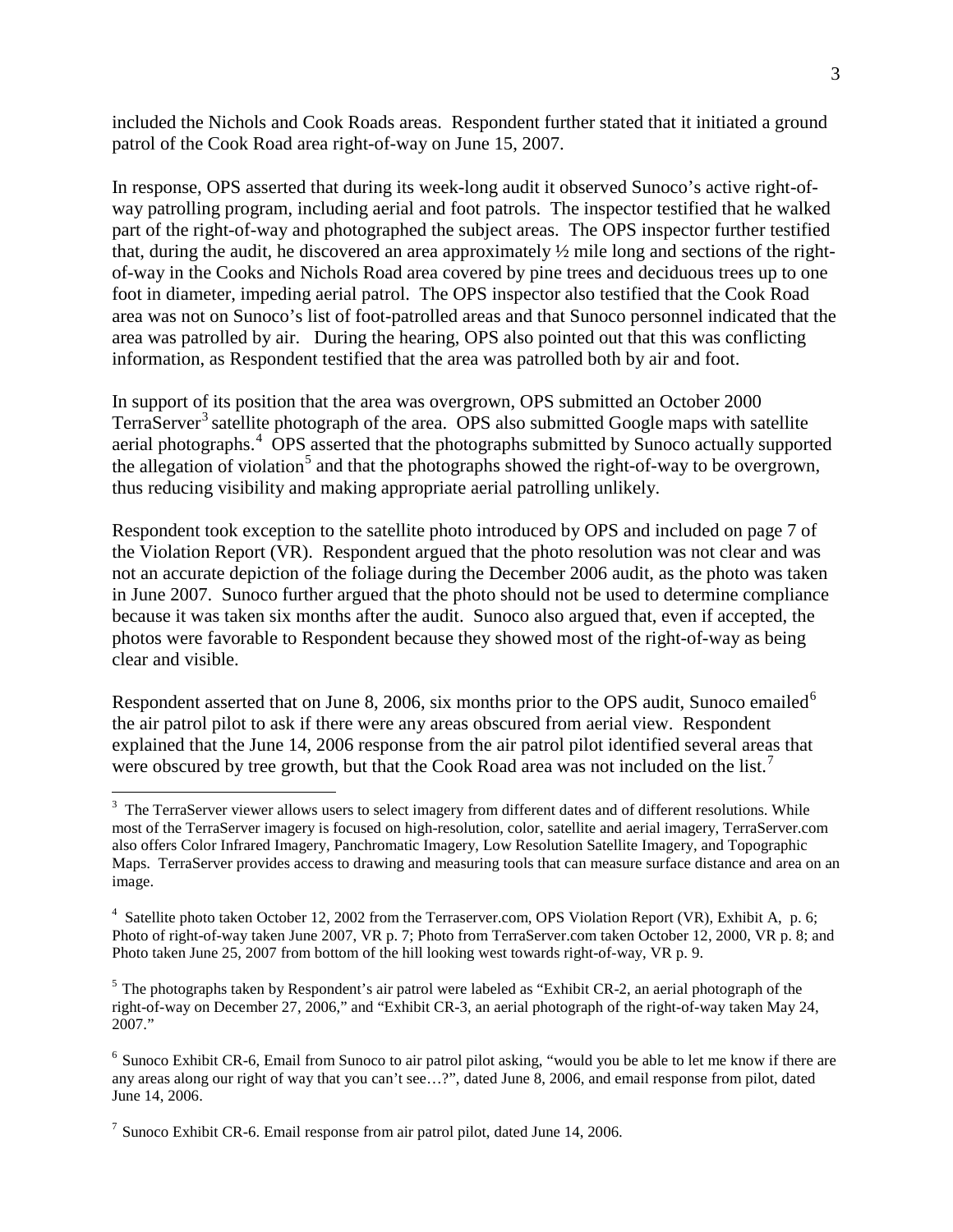included the Nichols and Cook Roads areas. Respondent further stated that it initiated a ground patrol of the Cook Road area right-of-way on June 15, 2007.

In response, OPS asserted that during its week-long audit it observed Sunoco's active right-of-way patrolling program, including aerial and foot patrols. The inspector testified that he walked part of the right-of-way and photographed the subject areas. The OPS inspector further testified that, during the audit, he discovered an area approximately ½ mile long and sections of the right-of-way in the Cooks and Nichols Road area covered by pine trees and deciduous trees up to one foot in diameter, impeding aerial patrol. The OPS inspector also testified that the Cook Road area was not on Sunoco's list of foot-patrolled areas and that Sunoco personnel indicated that the area was patrolled by air. During the hearing, OPS also pointed out that this was conflicting information, as Respondent testified that the area was patrolled both by air and foot.

In support of its position that the area was overgrown, OPS submitted an October 2000 TerraServer[3] satellite photograph of the area. OPS also submitted Google maps with satellite aerial photographs.[4] OPS asserted that the photographs submitted by Sunoco actually supported the allegation of violation[5] and that the photographs showed the right-of-way to be overgrown, thus reducing visibility and making appropriate aerial patrolling unlikely.

Respondent took exception to the satellite photo introduced by OPS and included on page 7 of the Violation Report (VR). Respondent argued that the photo resolution was not clear and was not an accurate depiction of the foliage during the December 2006 audit, as the photo was taken in June 2007. Sunoco further argued that the photo should not be used to determine compliance because it was taken six months after the audit. Sunoco also argued that, even if accepted, the photos were favorable to Respondent because they showed most of the right-of-way as being clear and visible.

Respondent asserted that on June 8, 2006, six months prior to the OPS audit, Sunoco emailed[6] the air patrol pilot to ask if there were any areas obscured from aerial view. Respondent explained that the June 14, 2006 response from the air patrol pilot identified several areas that were obscured by tree growth, but that the Cook Road area was not included on the list.[7]

---

[3] The TerraServer viewer allows users to select imagery from different dates and of different resolutions. While most of the TerraServer imagery is focused on high-resolution, color, satellite and aerial imagery, TerraServer.com also offers Color Infrared Imagery, Panchromatic Imagery, Low Resolution Satellite Imagery, and Topographic Maps. TerraServer provides access to drawing and measuring tools that can measure surface distance and area on an image.

[4] Satellite photo taken October 12, 2002 from the Terraserver.com, OPS Violation Report (VR), Exhibit A, p. 6; Photo of right-of-way taken June 2007, VR p. 7; Photo from TerraServer.com taken October 12, 2000, VR p. 8; and Photo taken June 25, 2007 from bottom of the hill looking west towards right-of-way, VR p. 9.

[5] The photographs taken by Respondent's air patrol were labeled as "Exhibit CR-2, an aerial photograph of the right-of-way on December 27, 2006," and "Exhibit CR-3, an aerial photograph of the right-of-way taken May 24, 2007."

[6] Sunoco Exhibit CR-6, Email from Sunoco to air patrol pilot asking, "would you be able to let me know if there are any areas along our right of way that you can't see…?", dated June 8, 2006, and email response from pilot, dated June 14, 2006.

[7] Sunoco Exhibit CR-6. Email response from air patrol pilot, dated June 14, 2006.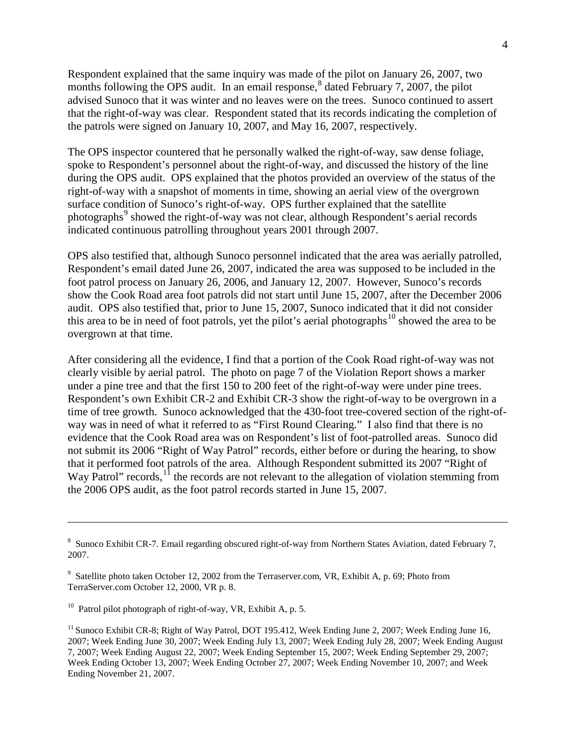Respondent explained that the same inquiry was made of the pilot on January 26, 2007, two months following the OPS audit. In an email response,[8] dated February 7, 2007, the pilot advised Sunoco that it was winter and no leaves were on the trees. Sunoco continued to assert that the right-of-way was clear. Respondent stated that its records indicating the completion of the patrols were signed on January 10, 2007, and May 16, 2007, respectively.

The OPS inspector countered that he personally walked the right-of-way, saw dense foliage, spoke to Respondent's personnel about the right-of-way, and discussed the history of the line during the OPS audit. OPS explained that the photos provided an overview of the status of the right-of-way with a snapshot of moments in time, showing an aerial view of the overgrown surface condition of Sunoco's right-of-way. OPS further explained that the satellite photographs[9] showed the right-of-way was not clear, although Respondent's aerial records indicated continuous patrolling throughout years 2001 through 2007.

OPS also testified that, although Sunoco personnel indicated that the area was aerially patrolled, Respondent's email dated June 26, 2007, indicated the area was supposed to be included in the foot patrol process on January 26, 2006, and January 12, 2007. However, Sunoco's records show the Cook Road area foot patrols did not start until June 15, 2007, after the December 2006 audit. OPS also testified that, prior to June 15, 2007, Sunoco indicated that it did not consider this area to be in need of foot patrols, yet the pilot's aerial photographs[10] showed the area to be overgrown at that time.

After considering all the evidence, I find that a portion of the Cook Road right-of-way was not clearly visible by aerial patrol. The photo on page 7 of the Violation Report shows a marker under a pine tree and that the first 150 to 200 feet of the right-of-way were under pine trees. Respondent's own Exhibit CR-2 and Exhibit CR-3 show the right-of-way to be overgrown in a time of tree growth. Sunoco acknowledged that the 430-foot tree-covered section of the right-of-way was in need of what it referred to as "First Round Clearing." I also find that there is no evidence that the Cook Road area was on Respondent's list of foot-patrolled areas. Sunoco did not submit its 2006 "Right of Way Patrol" records, either before or during the hearing, to show that it performed foot patrols of the area. Although Respondent submitted its 2007 "Right of Way Patrol" records,[11] the records are not relevant to the allegation of violation stemming from the 2006 OPS audit, as the foot patrol records started in June 15, 2007.

---

[8] Sunoco Exhibit CR-7. Email regarding obscured right-of-way from Northern States Aviation, dated February 7, 2007.

[9] Satellite photo taken October 12, 2002 from the Terraserver.com, VR, Exhibit A, p. 69; Photo from TerraServer.com October 12, 2000, VR p. 8.

[10] Patrol pilot photograph of right-of-way, VR, Exhibit A, p. 5.

[11] Sunoco Exhibit CR-8; Right of Way Patrol, DOT 195.412, Week Ending June 2, 2007; Week Ending June 16, 2007; Week Ending June 30, 2007; Week Ending July 13, 2007; Week Ending July 28, 2007; Week Ending August 7, 2007; Week Ending August 22, 2007; Week Ending September 15, 2007; Week Ending September 29, 2007; Week Ending October 13, 2007; Week Ending October 27, 2007; Week Ending November 10, 2007; and Week Ending November 21, 2007.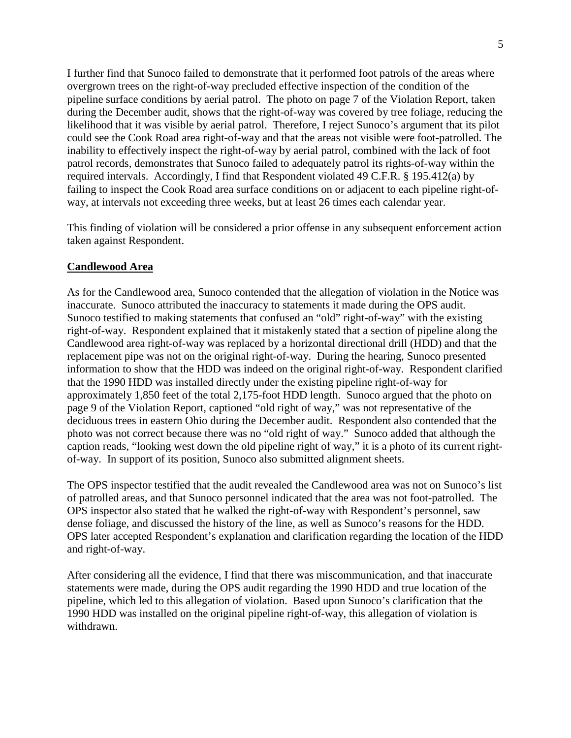I further find that Sunoco failed to demonstrate that it performed foot patrols of the areas where overgrown trees on the right-of-way precluded effective inspection of the condition of the pipeline surface conditions by aerial patrol. The photo on page 7 of the Violation Report, taken during the December audit, shows that the right-of-way was covered by tree foliage, reducing the likelihood that it was visible by aerial patrol. Therefore, I reject Sunoco's argument that its pilot could see the Cook Road area right-of-way and that the areas not visible were foot-patrolled. The inability to effectively inspect the right-of-way by aerial patrol, combined with the lack of foot patrol records, demonstrates that Sunoco failed to adequately patrol its rights-of-way within the required intervals. Accordingly, I find that Respondent violated 49 C.F.R. § 195.412(a) by failing to inspect the Cook Road area surface conditions on or adjacent to each pipeline right-of-way, at intervals not exceeding three weeks, but at least 26 times each calendar year.

This finding of violation will be considered a prior offense in any subsequent enforcement action taken against Respondent.

**Candlewood Area**

As for the Candlewood area, Sunoco contended that the allegation of violation in the Notice was inaccurate. Sunoco attributed the inaccuracy to statements it made during the OPS audit. Sunoco testified to making statements that confused an "old" right-of-way" with the existing right-of-way. Respondent explained that it mistakenly stated that a section of pipeline along the Candlewood area right-of-way was replaced by a horizontal directional drill (HDD) and that the replacement pipe was not on the original right-of-way. During the hearing, Sunoco presented information to show that the HDD was indeed on the original right-of-way. Respondent clarified that the 1990 HDD was installed directly under the existing pipeline right-of-way for approximately 1,850 feet of the total 2,175-foot HDD length. Sunoco argued that the photo on page 9 of the Violation Report, captioned "old right of way," was not representative of the deciduous trees in eastern Ohio during the December audit. Respondent also contended that the photo was not correct because there was no "old right of way." Sunoco added that although the caption reads, "looking west down the old pipeline right of way," it is a photo of its current right-of-way. In support of its position, Sunoco also submitted alignment sheets.

The OPS inspector testified that the audit revealed the Candlewood area was not on Sunoco's list of patrolled areas, and that Sunoco personnel indicated that the area was not foot-patrolled. The OPS inspector also stated that he walked the right-of-way with Respondent's personnel, saw dense foliage, and discussed the history of the line, as well as Sunoco's reasons for the HDD. OPS later accepted Respondent's explanation and clarification regarding the location of the HDD and right-of-way.

After considering all the evidence, I find that there was miscommunication, and that inaccurate statements were made, during the OPS audit regarding the 1990 HDD and true location of the pipeline, which led to this allegation of violation. Based upon Sunoco's clarification that the 1990 HDD was installed on the original pipeline right-of-way, this allegation of violation is withdrawn.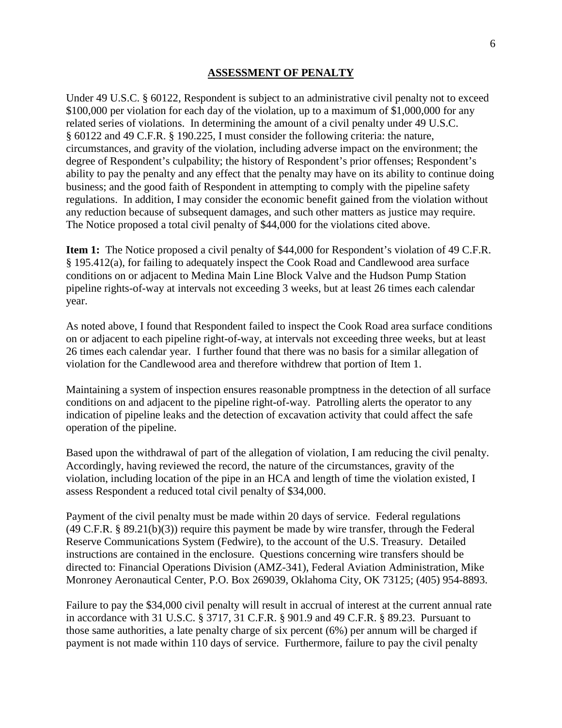## ASSESSMENT OF PENALTY

Under 49 U.S.C. § 60122, Respondent is subject to an administrative civil penalty not to exceed $100,000 per violation for each day of the violation, up to a maximum of $1,000,000 for any related series of violations. In determining the amount of a civil penalty under 49 U.S.C. § 60122 and 49 C.F.R. § 190.225, I must consider the following criteria: the nature, circumstances, and gravity of the violation, including adverse impact on the environment; the degree of Respondent's culpability; the history of Respondent's prior offenses; Respondent's ability to pay the penalty and any effect that the penalty may have on its ability to continue doing business; and the good faith of Respondent in attempting to comply with the pipeline safety regulations. In addition, I may consider the economic benefit gained from the violation without any reduction because of subsequent damages, and such other matters as justice may require. The Notice proposed a total civil penalty of $44,000 for the violations cited above.

**Item 1:** The Notice proposed a civil penalty of $44,000 for Respondent's violation of 49 C.F.R. § 195.412(a), for failing to adequately inspect the Cook Road and Candlewood area surface conditions on or adjacent to Medina Main Line Block Valve and the Hudson Pump Station pipeline rights-of-way at intervals not exceeding 3 weeks, but at least 26 times each calendar year.

As noted above, I found that Respondent failed to inspect the Cook Road area surface conditions on or adjacent to each pipeline right-of-way, at intervals not exceeding three weeks, but at least 26 times each calendar year. I further found that there was no basis for a similar allegation of violation for the Candlewood area and therefore withdrew that portion of Item 1.

Maintaining a system of inspection ensures reasonable promptness in the detection of all surface conditions on and adjacent to the pipeline right-of-way. Patrolling alerts the operator to any indication of pipeline leaks and the detection of excavation activity that could affect the safe operation of the pipeline.

Based upon the withdrawal of part of the allegation of violation, I am reducing the civil penalty. Accordingly, having reviewed the record, the nature of the circumstances, gravity of the violation, including location of the pipe in an HCA and length of time the violation existed, I assess Respondent a reduced total civil penalty of $34,000.

Payment of the civil penalty must be made within 20 days of service. Federal regulations (49 C.F.R. § 89.21(b)(3)) require this payment be made by wire transfer, through the Federal Reserve Communications System (Fedwire), to the account of the U.S. Treasury. Detailed instructions are contained in the enclosure. Questions concerning wire transfers should be directed to: Financial Operations Division (AMZ-341), Federal Aviation Administration, Mike Monroney Aeronautical Center, P.O. Box 269039, Oklahoma City, OK 73125; (405) 954-8893.

Failure to pay the $34,000 civil penalty will result in accrual of interest at the current annual rate in accordance with 31 U.S.C. § 3717, 31 C.F.R. § 901.9 and 49 C.F.R. § 89.23. Pursuant to those same authorities, a late penalty charge of six percent (6%) per annum will be charged if payment is not made within 110 days of service. Furthermore, failure to pay the civil penalty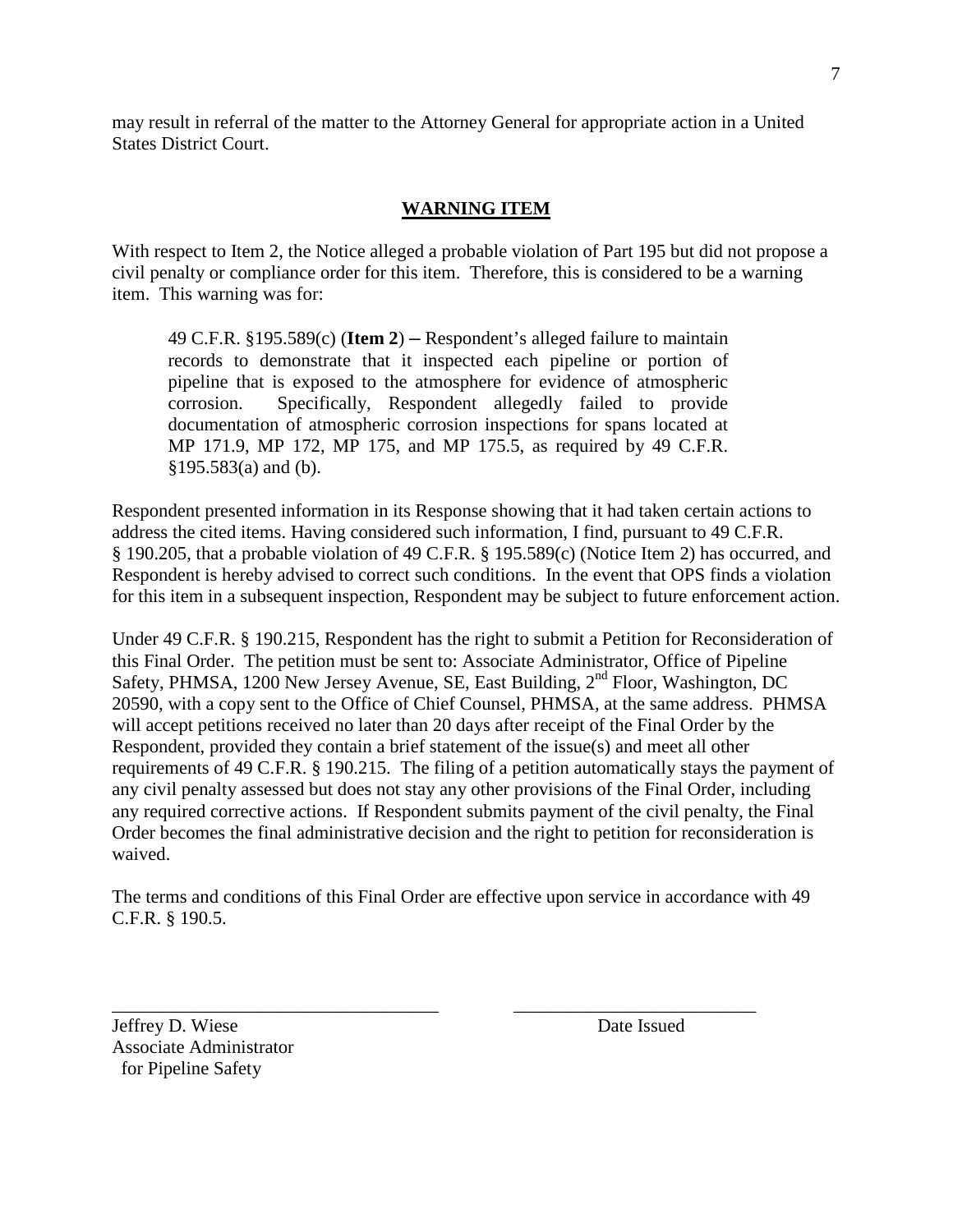may result in referral of the matter to the Attorney General for appropriate action in a United States District Court.

## WARNING ITEM

With respect to Item 2, the Notice alleged a probable violation of Part 195 but did not propose a civil penalty or compliance order for this item. Therefore, this is considered to be a warning item. This warning was for:

> 49 C.F.R. §195.589(c) (**Item 2**) – Respondent's alleged failure to maintain records to demonstrate that it inspected each pipeline or portion of pipeline that is exposed to the atmosphere for evidence of atmospheric corrosion. Specifically, Respondent allegedly failed to provide documentation of atmospheric corrosion inspections for spans located at MP 171.9, MP 172, MP 175, and MP 175.5, as required by 49 C.F.R. §195.583(a) and (b).

Respondent presented information in its Response showing that it had taken certain actions to address the cited items. Having considered such information, I find, pursuant to 49 C.F.R. § 190.205, that a probable violation of 49 C.F.R. § 195.589(c) (Notice Item 2) has occurred, and Respondent is hereby advised to correct such conditions. In the event that OPS finds a violation for this item in a subsequent inspection, Respondent may be subject to future enforcement action.

Under 49 C.F.R. § 190.215, Respondent has the right to submit a Petition for Reconsideration of this Final Order. The petition must be sent to: Associate Administrator, Office of Pipeline Safety, PHMSA, 1200 New Jersey Avenue, SE, East Building, 2nd Floor, Washington, DC 20590, with a copy sent to the Office of Chief Counsel, PHMSA, at the same address. PHMSA will accept petitions received no later than 20 days after receipt of the Final Order by the Respondent, provided they contain a brief statement of the issue(s) and meet all other requirements of 49 C.F.R. § 190.215. The filing of a petition automatically stays the payment of any civil penalty assessed but does not stay any other provisions of the Final Order, including any required corrective actions. If Respondent submits payment of the civil penalty, the Final Order becomes the final administrative decision and the right to petition for reconsideration is waived.

The terms and conditions of this Final Order are effective upon service in accordance with 49 C.F.R. § 190.5.

\_\_\_\_\_\_\_\_\_\_\_\_\_\_\_\_\_\_\_\_\_\_\_\_\_\_\_\_\_\_\_\_\_\_\_ \_\_\_\_\_\_\_\_\_\_\_\_\_\_\_\_\_\_\_\_\_\_\_\_\_\_

Jeffrey D. Wiese
Associate Administrator
for Pipeline Safety

Date Issued